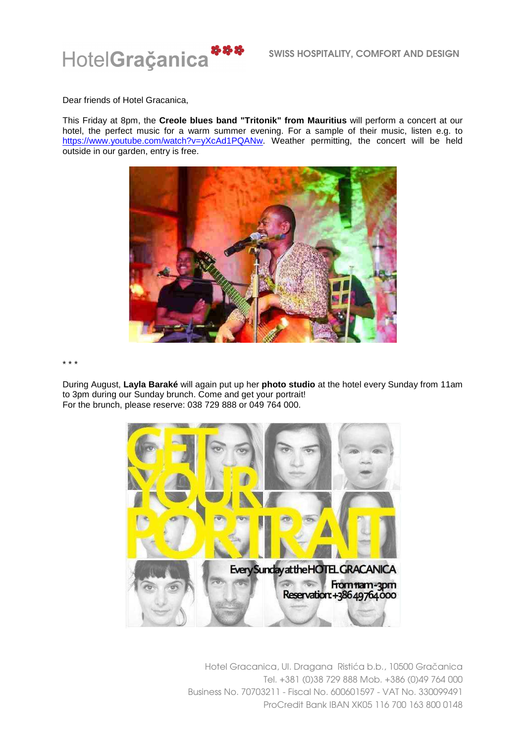HotelGraçanica

SWISS HOSPITALITY, COMFORT AND DESIGN

Dear friends of Hotel Gracanica,

This Friday at 8pm, the **Creole blues band "Tritonik" from Mauritius** will perform a concert at our hotel, the perfect music for a warm summer evening. For a sample of their music, listen e.g. to https://www.youtube.com/watch?v=yXcAd1PQANw. Weather permitting, the concert will be held outside in our garden, entry is free.

\* \* \*

During August, **Layla Baraké** will again put up her **photo studio** at the hotel every Sunday from 11am to 3pm during our Sunday brunch. Come and get your portrait!
For the brunch, please reserve: 038 729 888 or 049 764 000.

GET YOUR PORTRAIT

Every Sunday at the HOTEL GRACANICA
From 11am-3pm
Reservation: +386 49 764 000

Hotel Gracanica, Ul. Dragana Ristića b.b., 10500 Gračanica
Tel. +381 (0)38 729 888 Mob. +386 (0)49 764 000
Business No. 70703211 - Fiscal No. 600601597 - VAT No. 330099491
ProCredit Bank IBAN XK05 116 700 163 800 0148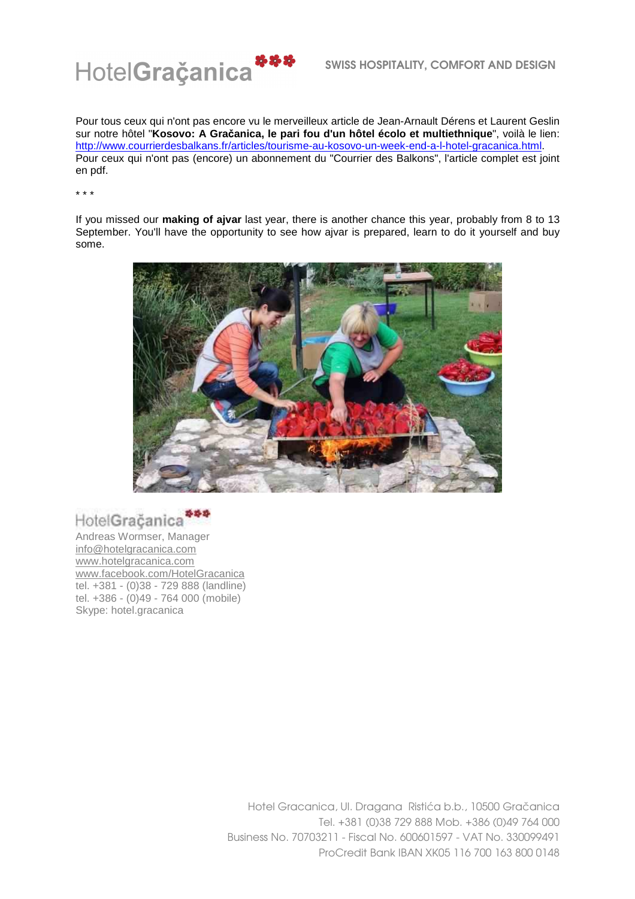Pour tous ceux qui n'ont pas encore vu le merveilleux article de Jean-Arnault Dérens et Laurent Geslin sur notre hôtel "**Kosovo: A Gračanica, le pari fou d'un hôtel écolo et multiethnique**", voilà le lien: http://www.courrierdesbalkans.fr/articles/tourisme-au-kosovo-un-week-end-a-l-hotel-gracanica.html. Pour ceux qui n'ont pas (encore) un abonnement du "Courrier des Balkons", l'article complet est joint en pdf.

* * *

If you missed our **making of ajvar** last year, there is another chance this year, probably from 8 to 13 September. You'll have the opportunity to see how ajvar is prepared, learn to do it yourself and buy some.

HotelGraçanica

Andreas Wormser, Manager
info@hotelgracanica.com
www.hotelgracanica.com
www.facebook.com/HotelGracanica
tel. +381 - (0)38 - 729 888 (landline)
tel. +386 - (0)49 - 764 000 (mobile)
Skype: hotel.gracanica

Hotel Gracanica, Ul. Dragana Ristića b.b., 10500 Gračanica
Tel. +381 (0)38 729 888 Mob. +386 (0)49 764 000
Business No. 70703211 - Fiscal No. 600601597 - VAT No. 330099491
ProCredit Bank IBAN XK05 116 700 163 800 0148